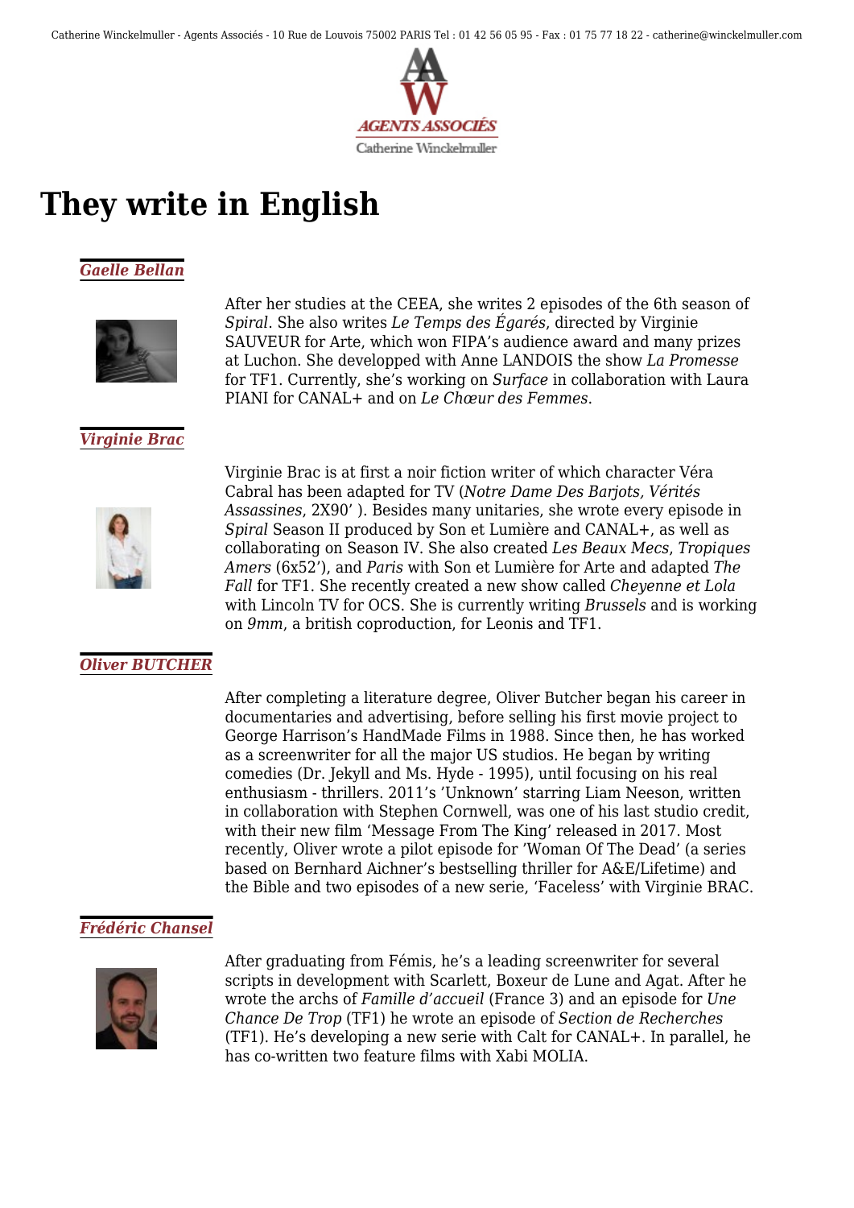Catherine Winckelmuller - Agents Associés - 10 Rue de Louvois 75002 PARIS Tel : 01 42 56 05 95 - Fax : 01 75 77 18 22 - catherine@winckelmuller.com

AGENTS ASSOCIÉS
Catherine Winckelmuller

# They write in English

### *Gaelle Bellan*

After her studies at the CEEA, she writes 2 episodes of the 6th season of *Spiral*. She also writes *Le Temps des Égarés*, directed by Virginie SAUVEUR for Arte, which won FIPA's audience award and many prizes at Luchon. She developped with Anne LANDOIS the show *La Promesse* for TF1. Currently, she's working on *Surface* in collaboration with Laura PIANI for CANAL+ and on *Le Chœur des Femmes*.

### *Virginie Brac*

Virginie Brac is at first a noir fiction writer of which character Véra Cabral has been adapted for TV (*Notre Dame Des Barjots, Vérités Assassines*, 2X90' ). Besides many unitaries, she wrote every episode in *Spiral* Season II produced by Son et Lumière and CANAL+, as well as collaborating on Season IV. She also created *Les Beaux Mecs*, *Tropiques Amers* (6x52'), and *Paris* with Son et Lumière for Arte and adapted *The Fall* for TF1. She recently created a new show called *Cheyenne et Lola* with Lincoln TV for OCS. She is currently writing *Brussels* and is working on *9mm*, a british coproduction, for Leonis and TF1.

### *Oliver BUTCHER*

After completing a literature degree, Oliver Butcher began his career in documentaries and advertising, before selling his first movie project to George Harrison's HandMade Films in 1988. Since then, he has worked as a screenwriter for all the major US studios. He began by writing comedies (Dr. Jekyll and Ms. Hyde - 1995), until focusing on his real enthusiasm - thrillers. 2011's 'Unknown' starring Liam Neeson, written in collaboration with Stephen Cornwell, was one of his last studio credit, with their new film 'Message From The King' released in 2017. Most recently, Oliver wrote a pilot episode for 'Woman Of The Dead' (a series based on Bernhard Aichner's bestselling thriller for A&E/Lifetime) and the Bible and two episodes of a new serie, 'Faceless' with Virginie BRAC.

### *Frédéric Chansel*

After graduating from Fémis, he's a leading screenwriter for several scripts in development with Scarlett, Boxeur de Lune and Agat. After he wrote the archs of *Famille d'accueil* (France 3) and an episode for *Une Chance De Trop* (TF1) he wrote an episode of *Section de Recherches* (TF1). He's developing a new serie with Calt for CANAL+. In parallel, he has co-written two feature films with Xabi MOLIA.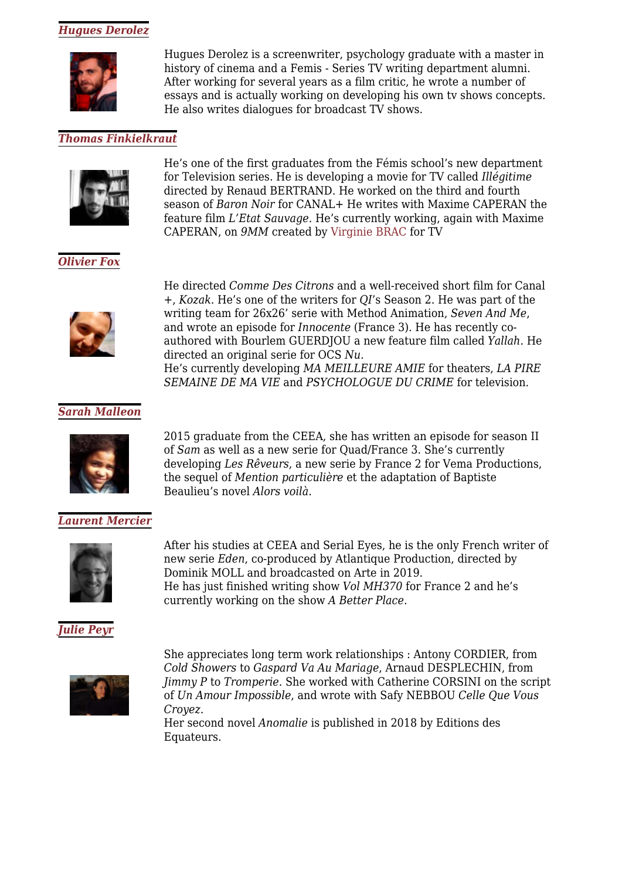## *Hugues Derolez*

Hugues Derolez is a screenwriter, psychology graduate with a master in history of cinema and a Femis - Series TV writing department alumni. After working for several years as a film critic, he wrote a number of essays and is actually working on developing his own tv shows concepts. He also writes dialogues for broadcast TV shows.

## *Thomas Finkielkraut*

He's one of the first graduates from the Fémis school's new department for Television series. He is developing a movie for TV called *Illégitime* directed by Renaud BERTRAND. He worked on the third and fourth season of *Baron Noir* for CANAL+ He writes with Maxime CAPERAN the feature film *L'Etat Sauvage*. He's currently working, again with Maxime CAPERAN, on *9MM* created by Virginie BRAC for TV

## *Olivier Fox*

He directed *Comme Des Citrons* and a well-received short film for Canal +, *Kozak*. He's one of the writers for *QI*'s Season 2. He was part of the writing team for 26x26' serie with Method Animation, *Seven And Me*, and wrote an episode for *Innocente* (France 3). He has recently co-authored with Bourlem GUERDJOU a new feature film called *Yallah*. He directed an original serie for OCS *Nu*.
He's currently developing *MA MEILLEURE AMIE* for theaters, *LA PIRE SEMAINE DE MA VIE* and *PSYCHOLOGUE DU CRIME* for television.

## *Sarah Malleon*

2015 graduate from the CEEA, she has written an episode for season II of *Sam* as well as a new serie for Quad/France 3. She's currently developing *Les Rêveurs*, a new serie by France 2 for Vema Productions, the sequel of *Mention particulière* et the adaptation of Baptiste Beaulieu's novel *Alors voilà*.

## *Laurent Mercier*

After his studies at CEEA and Serial Eyes, he is the only French writer of new serie *Eden*, co-produced by Atlantique Production, directed by Dominik MOLL and broadcasted on Arte in 2019.
He has just finished writing show *Vol MH370* for France 2 and he's currently working on the show *A Better Place*.

## *Julie Peyr*

She appreciates long term work relationships : Antony CORDIER, from *Cold Showers* to *Gaspard Va Au Mariage*, Arnaud DESPLECHIN, from *Jimmy P* to *Tromperie*. She worked with Catherine CORSINI on the script of *Un Amour Impossible*, and wrote with Safy NEBBOU *Celle Que Vous Croyez*.
Her second novel *Anomalie* is published in 2018 by Editions des Equateurs.